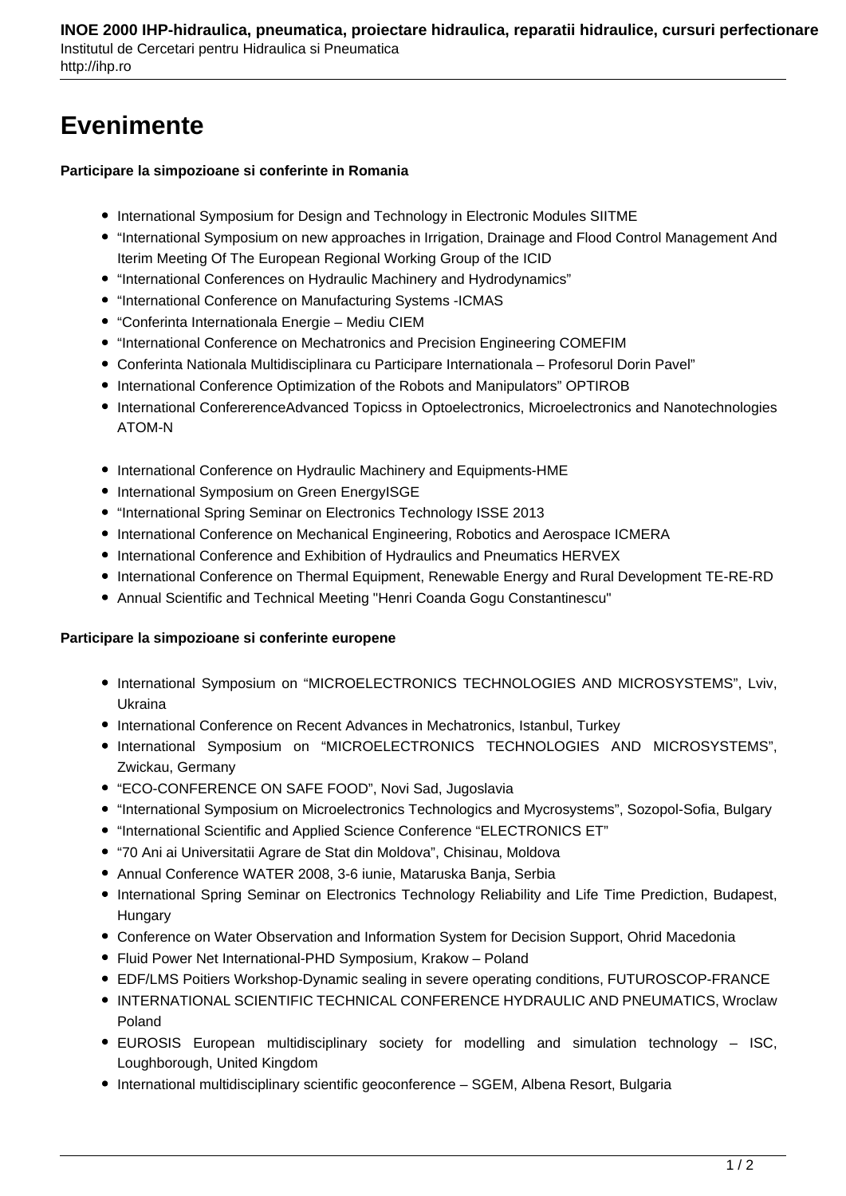# Evenimente

**Participare la simpozioane si conferinte in Romania**

- International Symposium for Design and Technology in Electronic Modules SIITME
- "International Symposium on new approaches in Irrigation, Drainage and Flood Control Management And Iterim Meeting Of The European Regional Working Group of the ICID
- "International Conferences on Hydraulic Machinery and Hydrodynamics"
- "International Conference on Manufacturing Systems -ICMAS
- "Conferinta Internationala Energie – Mediu CIEM
- "International Conference on Mechatronics and Precision Engineering COMEFIM
- Conferinta Nationala Multidisciplinara cu Participare Internationala – Profesorul Dorin Pavel"
- International Conference Optimization of the Robots and Manipulators" OPTIROB
- International ConfererenceAdvanced Topicss in Optoelectronics, Microelectronics and Nanotechnologies ATOM-N

- International Conference on Hydraulic Machinery and Equipments-HME
- International Symposium on Green EnergyISGE
- "International Spring Seminar on Electronics Technology ISSE 2013
- International Conference on Mechanical Engineering, Robotics and Aerospace ICMERA
- International Conference and Exhibition of Hydraulics and Pneumatics HERVEX
- International Conference on Thermal Equipment, Renewable Energy and Rural Development TE-RE-RD
- Annual Scientific and Technical Meeting "Henri Coanda Gogu Constantinescu"

**Participare la simpozioane si conferinte europene**

- International Symposium on "MICROELECTRONICS TECHNOLOGIES AND MICROSYSTEMS", Lviv, Ukraina
- International Conference on Recent Advances in Mechatronics, Istanbul, Turkey
- International Symposium on "MICROELECTRONICS TECHNOLOGIES AND MICROSYSTEMS", Zwickau, Germany
- "ECO-CONFERENCE ON SAFE FOOD", Novi Sad, Jugoslavia
- "International Symposium on Microelectronics Technologics and Mycrosystems", Sozopol-Sofia, Bulgary
- "International Scientific and Applied Science Conference "ELECTRONICS ET"
- "70 Ani ai Universitatii Agrare de Stat din Moldova", Chisinau, Moldova
- Annual Conference WATER 2008, 3-6 iunie, Mataruska Banja, Serbia
- International Spring Seminar on Electronics Technology Reliability and Life Time Prediction, Budapest, Hungary
- Conference on Water Observation and Information System for Decision Support, Ohrid Macedonia
- Fluid Power Net International-PHD Symposium, Krakow – Poland
- EDF/LMS Poitiers Workshop-Dynamic sealing in severe operating conditions, FUTUROSCOP-FRANCE
- INTERNATIONAL SCIENTIFIC TECHNICAL CONFERENCE HYDRAULIC AND PNEUMATICS, Wroclaw Poland
- EUROSIS European multidisciplinary society for modelling and simulation technology – ISC, Loughborough, United Kingdom
- International multidisciplinary scientific geoconference – SGEM, Albena Resort, Bulgaria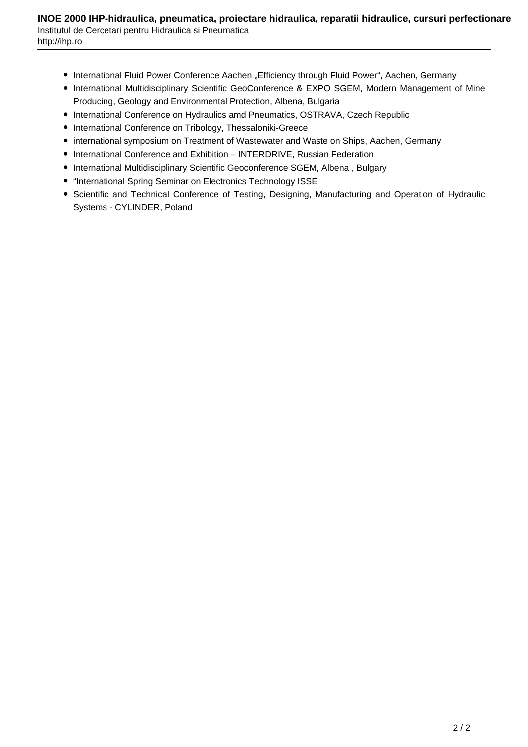- International Fluid Power Conference Aachen „Efficiency through Fluid Power“, Aachen, Germany
- International Multidisciplinary Scientific GeoConference & EXPO SGEM, Modern Management of Mine Producing, Geology and Environmental Protection, Albena, Bulgaria
- International Conference on Hydraulics amd Pneumatics, OSTRAVA, Czech Republic
- International Conference on Tribology, Thessaloniki-Greece
- international symposium on Treatment of Wastewater and Waste on Ships, Aachen, Germany
- International Conference and Exhibition – INTERDRIVE, Russian Federation
- International Multidisciplinary Scientific Geoconference SGEM, Albena , Bulgary
- “International Spring Seminar on Electronics Technology ISSE
- Scientific and Technical Conference of Testing, Designing, Manufacturing and Operation of Hydraulic Systems - CYLINDER, Poland